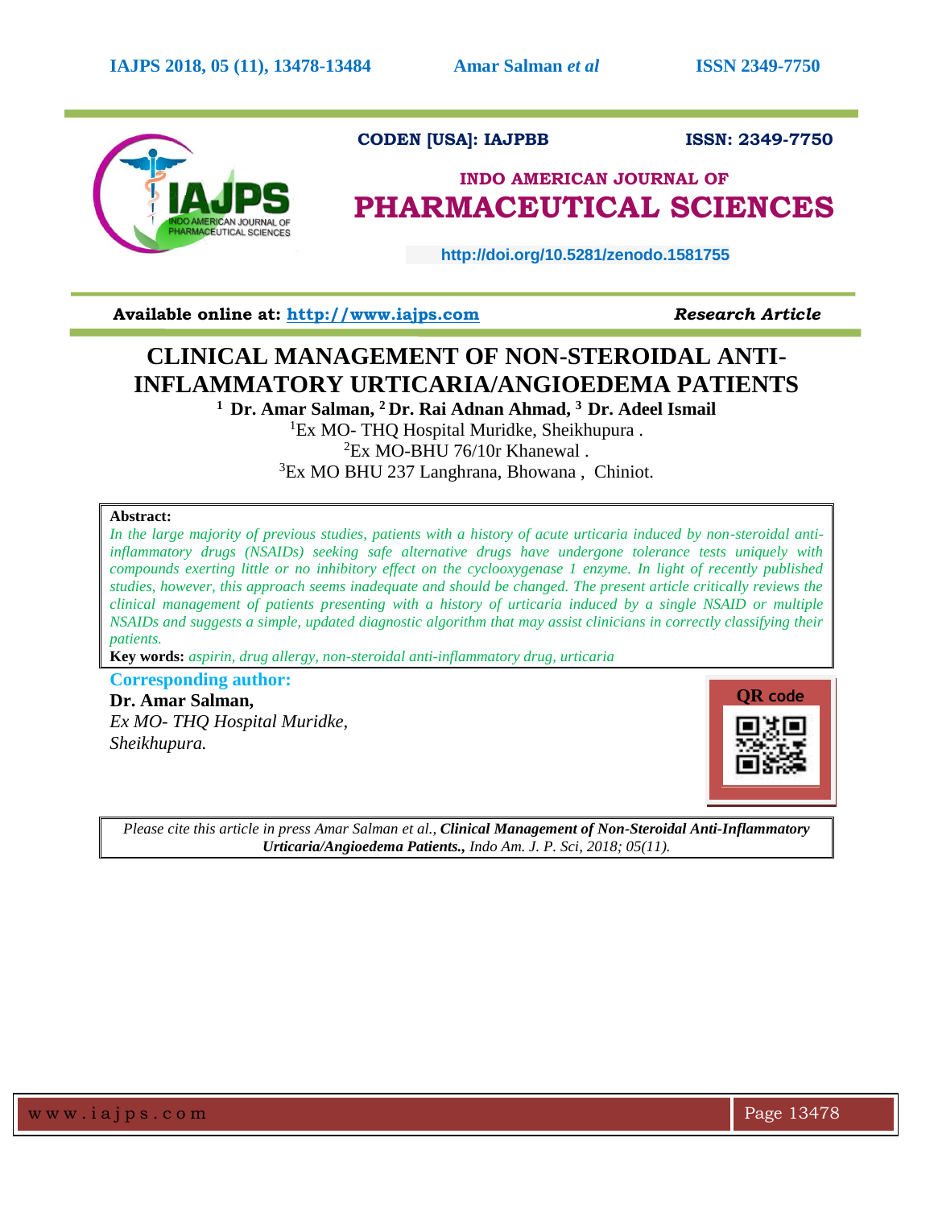CODEN [USA]: IAJPBB ISSN: 2349-7750

**INDO AMERICAN JOURNAL OF**
**PHARMACEUTICAL SCIENCES**

http://doi.org/10.5281/zenodo.1581755

**Available online at: http://www.iajps.com** *Research Article*

# CLINICAL MANAGEMENT OF NON-STEROIDAL ANTI-INFLAMMATORY URTICARIA/ANGIOEDEMA PATIENTS

**[1] Dr. Amar Salman, [2] Dr. Rai Adnan Ahmad, [3] Dr. Adeel Ismail**

[1]Ex MO- THQ Hospital Muridke, Sheikhupura .
[2]Ex MO-BHU 76/10r Khanewal .
[3]Ex MO BHU 237 Langhrana, Bhowana , Chiniot.

**Abstract:**

*In the large majority of previous studies, patients with a history of acute urticaria induced by non-steroidal anti-inflammatory drugs (NSAIDs) seeking safe alternative drugs have undergone tolerance tests uniquely with compounds exerting little or no inhibitory effect on the cyclooxygenase 1 enzyme. In light of recently published studies, however, this approach seems inadequate and should be changed. The present article critically reviews the clinical management of patients presenting with a history of urticaria induced by a single NSAID or multiple NSAIDs and suggests a simple, updated diagnostic algorithm that may assist clinicians in correctly classifying their patients.*

**Key words:** *aspirin, drug allergy, non-steroidal anti-inflammatory drug, urticaria*

**Corresponding author:**

**Dr. Amar Salman,**
*Ex MO- THQ Hospital Muridke,*
*Sheikhupura.*

QR code

*Please cite this article in press Amar Salman et al., **Clinical Management of Non-Steroidal Anti-Inflammatory Urticaria/Angioedema Patients.,** Indo Am. J. P. Sci, 2018; 05(11).*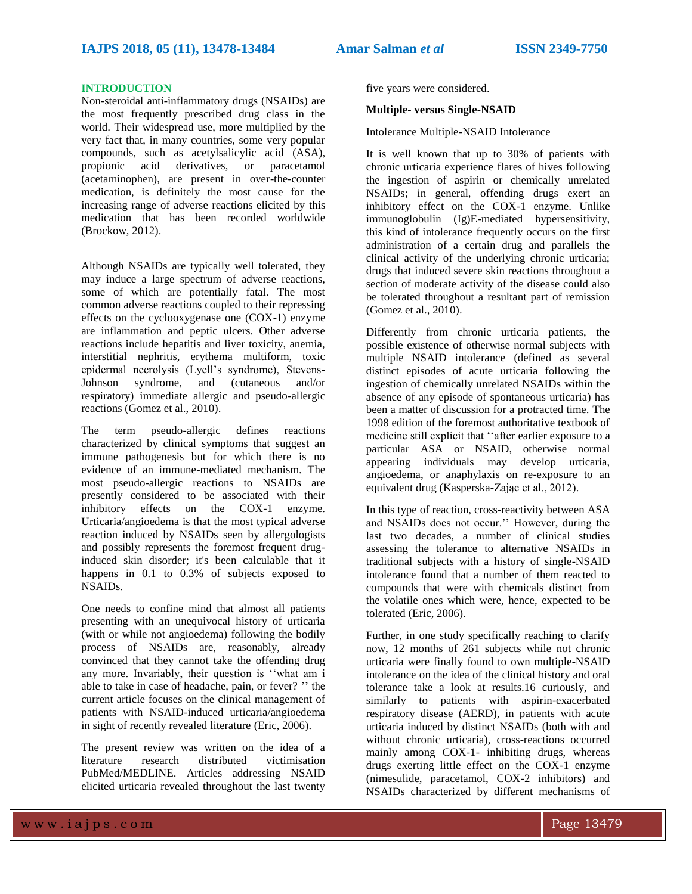## INTRODUCTION

Non-steroidal anti-inflammatory drugs (NSAIDs) are the most frequently prescribed drug class in the world. Their widespread use, more multiplied by the very fact that, in many countries, some very popular compounds, such as acetylsalicylic acid (ASA), propionic acid derivatives, or paracetamol (acetaminophen), are present in over-the-counter medication, is definitely the most cause for the increasing range of adverse reactions elicited by this medication that has been recorded worldwide (Brockow, 2012).

Although NSAIDs are typically well tolerated, they may induce a large spectrum of adverse reactions, some of which are potentially fatal. The most common adverse reactions coupled to their repressing effects on the cyclooxygenase one (COX-1) enzyme are inflammation and peptic ulcers. Other adverse reactions include hepatitis and liver toxicity, anemia, interstitial nephritis, erythema multiform, toxic epidermal necrolysis (Lyell's syndrome), Stevens-Johnson syndrome, and (cutaneous and/or respiratory) immediate allergic and pseudo-allergic reactions (Gomez et al., 2010).

The term pseudo-allergic defines reactions characterized by clinical symptoms that suggest an immune pathogenesis but for which there is no evidence of an immune-mediated mechanism. The most pseudo-allergic reactions to NSAIDs are presently considered to be associated with their inhibitory effects on the COX-1 enzyme. Urticaria/angioedema is that the most typical adverse reaction induced by NSAIDs seen by allergologists and possibly represents the foremost frequent drug-induced skin disorder; it's been calculable that it happens in 0.1 to 0.3% of subjects exposed to NSAIDs.

One needs to confine mind that almost all patients presenting with an unequivocal history of urticaria (with or while not angioedema) following the bodily process of NSAIDs are, reasonably, already convinced that they cannot take the offending drug any more. Invariably, their question is ''what am i able to take in case of headache, pain, or fever? '' the current article focuses on the clinical management of patients with NSAID-induced urticaria/angioedema in sight of recently revealed literature (Eric, 2006).

The present review was written on the idea of a literature research distributed victimisation PubMed/MEDLINE. Articles addressing NSAID elicited urticaria revealed throughout the last twenty five years were considered.

**Multiple- versus Single-NSAID**

Intolerance Multiple-NSAID Intolerance

It is well known that up to 30% of patients with chronic urticaria experience flares of hives following the ingestion of aspirin or chemically unrelated NSAIDs; in general, offending drugs exert an inhibitory effect on the COX-1 enzyme. Unlike immunoglobulin (Ig)E-mediated hypersensitivity, this kind of intolerance frequently occurs on the first administration of a certain drug and parallels the clinical activity of the underlying chronic urticaria; drugs that induced severe skin reactions throughout a section of moderate activity of the disease could also be tolerated throughout a resultant part of remission (Gomez et al., 2010).

Differently from chronic urticaria patients, the possible existence of otherwise normal subjects with multiple NSAID intolerance (defined as several distinct episodes of acute urticaria following the ingestion of chemically unrelated NSAIDs within the absence of any episode of spontaneous urticaria) has been a matter of discussion for a protracted time. The 1998 edition of the foremost authoritative textbook of medicine still explicit that ''after earlier exposure to a particular ASA or NSAID, otherwise normal appearing individuals may develop urticaria, angioedema, or anaphylaxis on re-exposure to an equivalent drug (Kasperska-Zając et al., 2012).

In this type of reaction, cross-reactivity between ASA and NSAIDs does not occur.'' However, during the last two decades, a number of clinical studies assessing the tolerance to alternative NSAIDs in traditional subjects with a history of single-NSAID intolerance found that a number of them reacted to compounds that were with chemicals distinct from the volatile ones which were, hence, expected to be tolerated (Eric, 2006).

Further, in one study specifically reaching to clarify now, 12 months of 261 subjects while not chronic urticaria were finally found to own multiple-NSAID intolerance on the idea of the clinical history and oral tolerance take a look at results.16 curiously, and similarly to patients with aspirin-exacerbated respiratory disease (AERD), in patients with acute urticaria induced by distinct NSAIDs (both with and without chronic urticaria), cross-reactions occurred mainly among COX-1- inhibiting drugs, whereas drugs exerting little effect on the COX-1 enzyme (nimesulide, paracetamol, COX-2 inhibitors) and NSAIDs characterized by different mechanisms of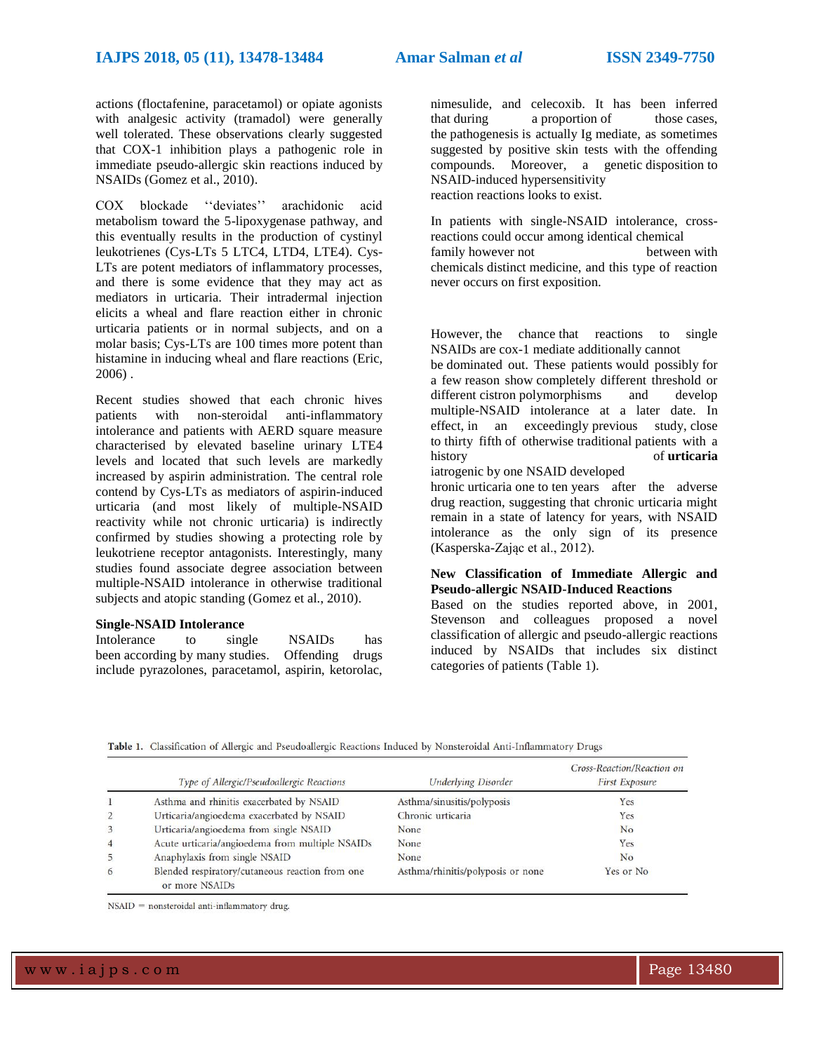actions (floctafenine, paracetamol) or opiate agonists with analgesic activity (tramadol) were generally well tolerated. These observations clearly suggested that COX-1 inhibition plays a pathogenic role in immediate pseudo-allergic skin reactions induced by NSAIDs (Gomez et al., 2010).

COX blockade ''deviates'' arachidonic acid metabolism toward the 5-lipoxygenase pathway, and this eventually results in the production of cystinyl leukotrienes (Cys-LTs 5 LTC4, LTD4, LTE4). Cys-LTs are potent mediators of inflammatory processes, and there is some evidence that they may act as mediators in urticaria. Their intradermal injection elicits a wheal and flare reaction either in chronic urticaria patients or in normal subjects, and on a molar basis; Cys-LTs are 100 times more potent than histamine in inducing wheal and flare reactions (Eric, 2006) .

Recent studies showed that each chronic hives patients with non-steroidal anti-inflammatory intolerance and patients with AERD square measure characterised by elevated baseline urinary LTE4 levels and located that such levels are markedly increased by aspirin administration. The central role contend by Cys-LTs as mediators of aspirin-induced urticaria (and most likely of multiple-NSAID reactivity while not chronic urticaria) is indirectly confirmed by studies showing a protecting role by leukotriene receptor antagonists. Interestingly, many studies found associate degree association between multiple-NSAID intolerance in otherwise traditional subjects and atopic standing (Gomez et al., 2010).

**Single-NSAID Intolerance**

Intolerance to single NSAIDs has been according by many studies. Offending drugs include pyrazolones, paracetamol, aspirin, ketorolac, nimesulide, and celecoxib. It has been inferred that during a proportion of those cases, the pathogenesis is actually Ig mediate, as sometimes suggested by positive skin tests with the offending compounds. Moreover, a genetic disposition to NSAID-induced hypersensitivity reaction reactions looks to exist.

In patients with single-NSAID intolerance, cross-reactions could occur among identical chemical family however not between with chemicals distinct medicine, and this type of reaction never occurs on first exposition.

However, the chance that reactions to single NSAIDs are cox-1 mediate additionally cannot be dominated out. These patients would possibly for a few reason show completely different threshold or different cistron polymorphisms and develop multiple-NSAID intolerance at a later date. In effect, in an exceedingly previous study, close to thirty fifth of otherwise traditional patients with a history of **urticaria** iatrogenic by one NSAID developed hronic urticaria one to ten years after the adverse drug reaction, suggesting that chronic urticaria might remain in a state of latency for years, with NSAID intolerance as the only sign of its presence (Kasperska-Zając et al., 2012).

**New Classification of Immediate Allergic and Pseudo-allergic NSAID-Induced Reactions**

Based on the studies reported above, in 2001, Stevenson and colleagues proposed a novel classification of allergic and pseudo-allergic reactions induced by NSAIDs that includes six distinct categories of patients (Table 1).

**Table 1.** Classification of Allergic and Pseudoallergic Reactions Induced by Nonsteroidal Anti-Inflammatory Drugs

| | *Type of Allergic/Pseudoallergic Reactions* | *Underlying Disorder* | *Cross-Reaction/Reaction on First Exposure* |
|---|---|---|---|
| 1 | Asthma and rhinitis exacerbated by NSAID | Asthma/sinusitis/polyposis | Yes |
| 2 | Urticaria/angioedema exacerbated by NSAID | Chronic urticaria | Yes |
| 3 | Urticaria/angioedema from single NSAID | None | No |
| 4 | Acute urticaria/angioedema from multiple NSAIDs | None | Yes |
| 5 | Anaphylaxis from single NSAID | None | No |
| 6 | Blended respiratory/cutaneous reaction from one or more NSAIDs | Asthma/rhinitis/polyposis or none | Yes or No |

NSAID = nonsteroidal anti-inflammatory drug.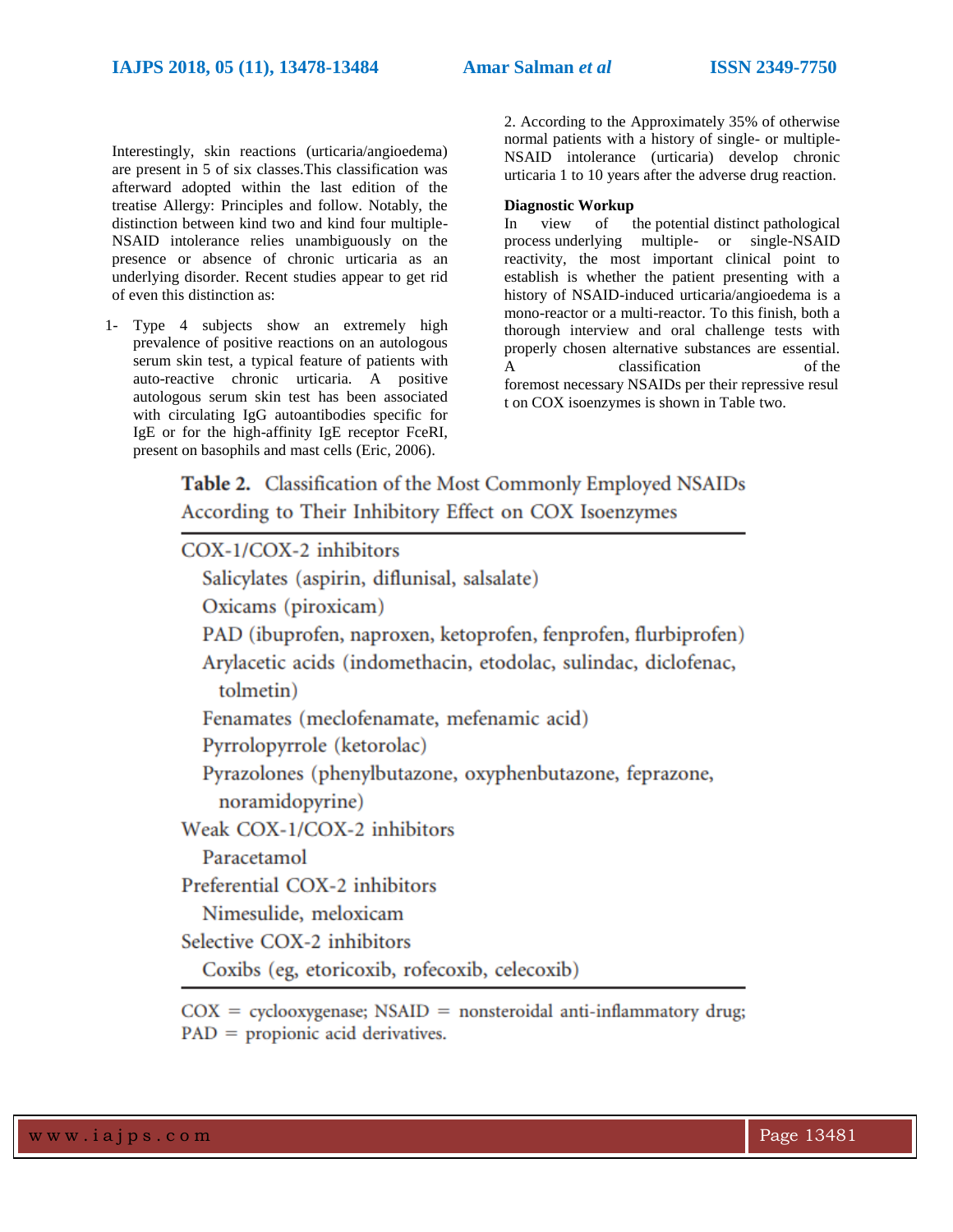Interestingly, skin reactions (urticaria/angioedema) are present in 5 of six classes.This classification was afterward adopted within the last edition of the treatise Allergy: Principles and follow. Notably, the distinction between kind two and kind four multiple-NSAID intolerance relies unambiguously on the presence or absence of chronic urticaria as an underlying disorder. Recent studies appear to get rid of even this distinction as:

1- Type 4 subjects show an extremely high prevalence of positive reactions on an autologous serum skin test, a typical feature of patients with auto-reactive chronic urticaria. A positive autologous serum skin test has been associated with circulating IgG autoantibodies specific for IgE or for the high-affinity IgE receptor FceRI, present on basophils and mast cells (Eric, 2006).

2. According to the Approximately 35% of otherwise normal patients with a history of single- or multiple-NSAID intolerance (urticaria) develop chronic urticaria 1 to 10 years after the adverse drug reaction.

**Diagnostic Workup**

In view of the potential distinct pathological process underlying multiple- or single-NSAID reactivity, the most important clinical point to establish is whether the patient presenting with a history of NSAID-induced urticaria/angioedema is a mono-reactor or a multi-reactor. To this finish, both a thorough interview and oral challenge tests with properly chosen alternative substances are essential. A classification of the foremost necessary NSAIDs per their repressive resul t on COX isoenzymes is shown in Table two.

**Table 2.** Classification of the Most Commonly Employed NSAIDs According to Their Inhibitory Effect on COX Isoenzymes

| Classification |
|---|
| **COX-1/COX-2 inhibitors** |
| Salicylates (aspirin, diflunisal, salsalate) |
| Oxicams (piroxicam) |
| PAD (ibuprofen, naproxen, ketoprofen, fenprofen, flurbiprofen) |
| Arylacetic acids (indomethacin, etodolac, sulindac, diclofenac, tolmetin) |
| Fenamates (meclofenamate, mefenamic acid) |
| Pyrrolopyrrole (ketorolac) |
| Pyrazolones (phenylbutazone, oxyphenbutazone, feprazone, noramidopyrine) |
| **Weak COX-1/COX-2 inhibitors** |
| Paracetamol |
| **Preferential COX-2 inhibitors** |
| Nimesulide, meloxicam |
| **Selective COX-2 inhibitors** |
| Coxibs (eg, etoricoxib, rofecoxib, celecoxib) |

COX = cyclooxygenase; NSAID = nonsteroidal anti-inflammatory drug; PAD = propionic acid derivatives.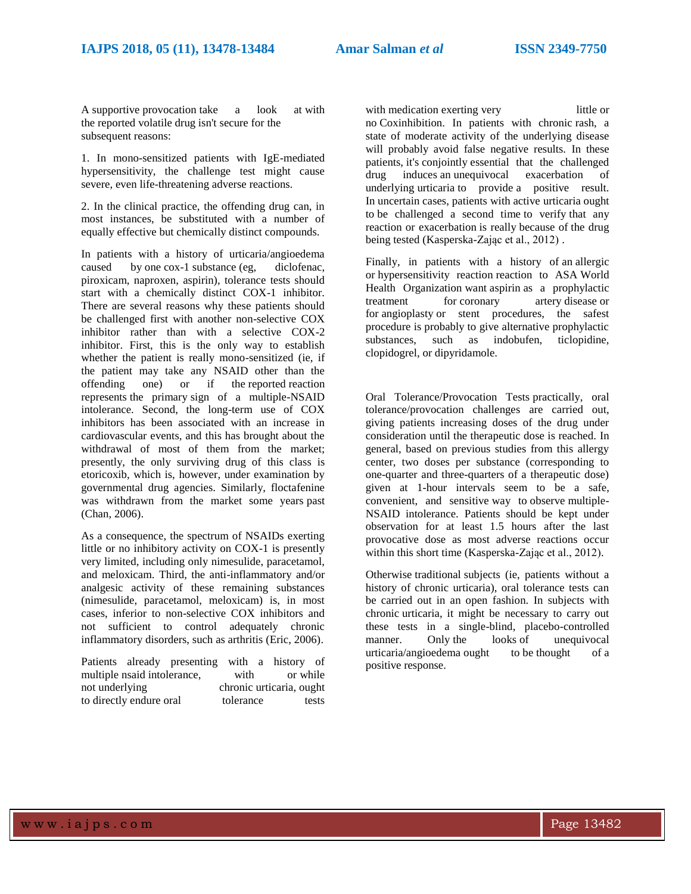A supportive provocation take a look at with the reported volatile drug isn't secure for the subsequent reasons:

1. In mono-sensitized patients with IgE-mediated hypersensitivity, the challenge test might cause severe, even life-threatening adverse reactions.

2. In the clinical practice, the offending drug can, in most instances, be substituted with a number of equally effective but chemically distinct compounds.

In patients with a history of urticaria/angioedema caused by one cox-1 substance (eg, diclofenac, piroxicam, naproxen, aspirin), tolerance tests should start with a chemically distinct COX-1 inhibitor. There are several reasons why these patients should be challenged first with another non-selective COX inhibitor rather than with a selective COX-2 inhibitor. First, this is the only way to establish whether the patient is really mono-sensitized (ie, if the patient may take any NSAID other than the offending one) or if the reported reaction represents the primary sign of a multiple-NSAID intolerance. Second, the long-term use of COX inhibitors has been associated with an increase in cardiovascular events, and this has brought about the withdrawal of most of them from the market; presently, the only surviving drug of this class is etoricoxib, which is, however, under examination by governmental drug agencies. Similarly, floctafenine was withdrawn from the market some years past (Chan, 2006).

As a consequence, the spectrum of NSAIDs exerting little or no inhibitory activity on COX-1 is presently very limited, including only nimesulide, paracetamol, and meloxicam. Third, the anti-inflammatory and/or analgesic activity of these remaining substances (nimesulide, paracetamol, meloxicam) is, in most cases, inferior to non-selective COX inhibitors and not sufficient to control adequately chronic inflammatory disorders, such as arthritis (Eric, 2006).

Patients already presenting with a history of multiple nsaid intolerance, with or while not underlying chronic urticaria, ought to directly endure oral tolerance tests with medication exerting very little or no Coxinhibition. In patients with chronic rash, a state of moderate activity of the underlying disease will probably avoid false negative results. In these patients, it's conjointly essential that the challenged drug induces an unequivocal exacerbation of underlying urticaria to provide a positive result. In uncertain cases, patients with active urticaria ought to be challenged a second time to verify that any reaction or exacerbation is really because of the drug being tested (Kasperska-Zając et al., 2012) .

Finally, in patients with a history of an allergic or hypersensitivity reaction reaction to ASA World Health Organization want aspirin as a prophylactic treatment for coronary artery disease or for angioplasty or stent procedures, the safest procedure is probably to give alternative prophylactic substances, such as indobufen, ticlopidine, clopidogrel, or dipyridamole.

Oral Tolerance/Provocation Tests practically, oral tolerance/provocation challenges are carried out, giving patients increasing doses of the drug under consideration until the therapeutic dose is reached. In general, based on previous studies from this allergy center, two doses per substance (corresponding to one-quarter and three-quarters of a therapeutic dose) given at 1-hour intervals seem to be a safe, convenient, and sensitive way to observe multiple-NSAID intolerance. Patients should be kept under observation for at least 1.5 hours after the last provocative dose as most adverse reactions occur within this short time (Kasperska-Zając et al., 2012).

Otherwise traditional subjects (ie, patients without a history of chronic urticaria), oral tolerance tests can be carried out in an open fashion. In subjects with chronic urticaria, it might be necessary to carry out these tests in a single-blind, placebo-controlled manner. Only the looks of unequivocal urticaria/angioedema ought to be thought of a positive response.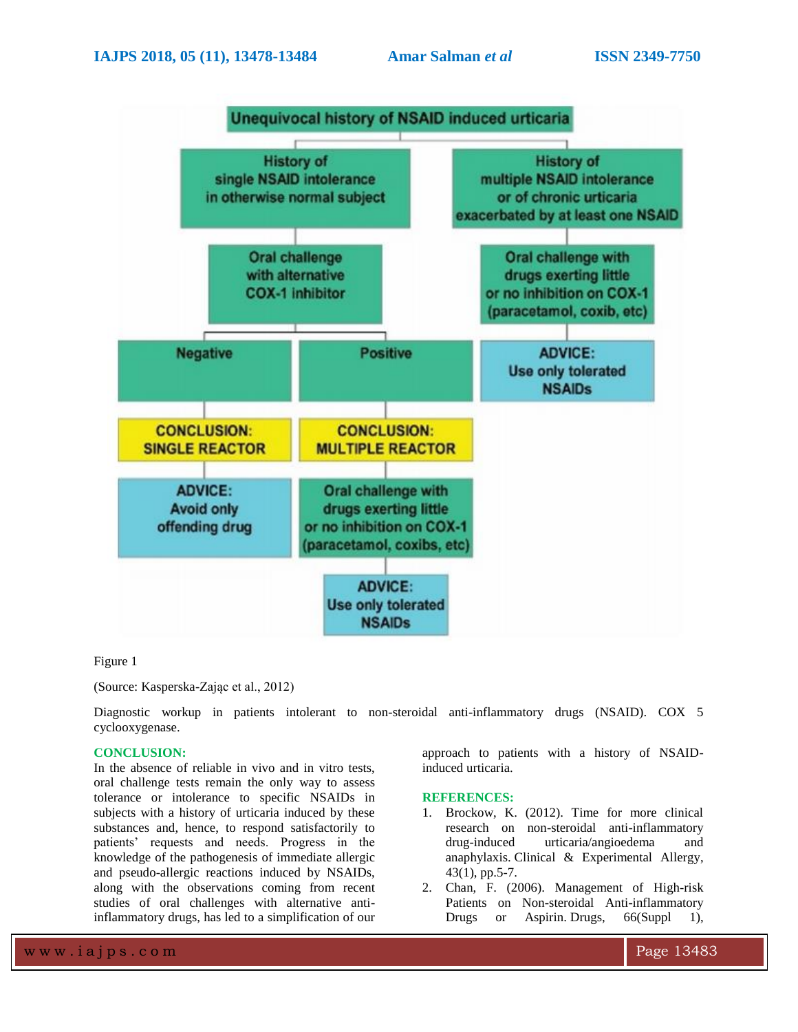Unequivocal history of NSAID induced urticaria

- History of single NSAID intolerance in otherwise normal subject
  - Oral challenge with alternative COX-1 inhibitor
    - Negative
      - CONCLUSION: SINGLE REACTOR
        - ADVICE: Avoid only offending drug
    - Positive
      - CONCLUSION: MULTIPLE REACTOR
        - Oral challenge with drugs exerting little or no inhibition on COX-1 (paracetamol, coxibs, etc)
          - ADVICE: Use only tolerated NSAIDs
- History of multiple NSAID intolerance or of chronic urticaria exacerbated by at least one NSAID
  - Oral challenge with drugs exerting little or no inhibition on COX-1 (paracetamol, coxib, etc)
    - ADVICE: Use only tolerated NSAIDs

Figure 1

(Source: Kasperska-Zając et al., 2012)

Diagnostic workup in patients intolerant to non-steroidal anti-inflammatory drugs (NSAID). COX 5 cyclooxygenase.

## CONCLUSION:

In the absence of reliable in vivo and in vitro tests, oral challenge tests remain the only way to assess tolerance or intolerance to specific NSAIDs in subjects with a history of urticaria induced by these substances and, hence, to respond satisfactorily to patients' requests and needs. Progress in the knowledge of the pathogenesis of immediate allergic and pseudo-allergic reactions induced by NSAIDs, along with the observations coming from recent studies of oral challenges with alternative anti-inflammatory drugs, has led to a simplification of our approach to patients with a history of NSAID-induced urticaria.

## REFERENCES:

1. Brockow, K. (2012). Time for more clinical research on non-steroidal anti-inflammatory drug-induced urticaria/angioedema and anaphylaxis. Clinical & Experimental Allergy, 43(1), pp.5-7.
2. Chan, F. (2006). Management of High-risk Patients on Non-steroidal Anti-inflammatory Drugs or Aspirin. Drugs, 66(Suppl 1),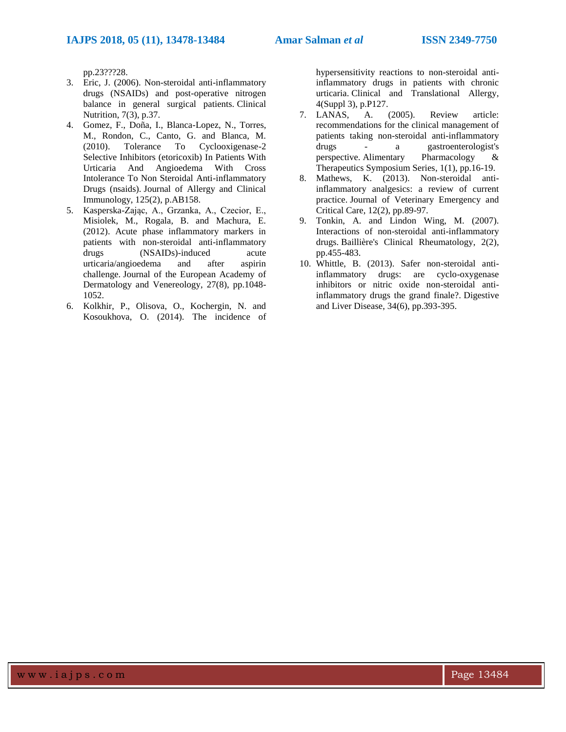pp.23???28.

3. Eric, J. (2006). Non-steroidal anti-inflammatory drugs (NSAIDs) and post-operative nitrogen balance in general surgical patients. Clinical Nutrition, 7(3), p.37.
4. Gomez, F., Doña, I., Blanca-Lopez, N., Torres, M., Rondon, C., Canto, G. and Blanca, M. (2010). Tolerance To Cyclooxigenase-2 Selective Inhibitors (etoricoxib) In Patients With Urticaria And Angioedema With Cross Intolerance To Non Steroidal Anti-inflammatory Drugs (nsaids). Journal of Allergy and Clinical Immunology, 125(2), p.AB158.
5. Kasperska-Zając, A., Grzanka, A., Czecior, E., Misiolek, M., Rogala, B. and Machura, E. (2012). Acute phase inflammatory markers in patients with non-steroidal anti-inflammatory drugs (NSAIDs)-induced acute urticaria/angioedema and after aspirin challenge. Journal of the European Academy of Dermatology and Venereology, 27(8), pp.1048-1052.
6. Kolkhir, P., Olisova, O., Kochergin, N. and Kosoukhova, O. (2014). The incidence of hypersensitivity reactions to non-steroidal anti-inflammatory drugs in patients with chronic urticaria. Clinical and Translational Allergy, 4(Suppl 3), p.P127.
7. LANAS, A. (2005). Review article: recommendations for the clinical management of patients taking non-steroidal anti-inflammatory drugs - a gastroenterologist's perspective. Alimentary Pharmacology & Therapeutics Symposium Series, 1(1), pp.16-19.
8. Mathews, K. (2013). Non-steroidal anti-inflammatory analgesics: a review of current practice. Journal of Veterinary Emergency and Critical Care, 12(2), pp.89-97.
9. Tonkin, A. and Lindon Wing, M. (2007). Interactions of non-steroidal anti-inflammatory drugs. Baillière's Clinical Rheumatology, 2(2), pp.455-483.
10. Whittle, B. (2013). Safer non-steroidal anti-inflammatory drugs: are cyclo-oxygenase inhibitors or nitric oxide non-steroidal anti-inflammatory drugs the grand finale?. Digestive and Liver Disease, 34(6), pp.393-395.